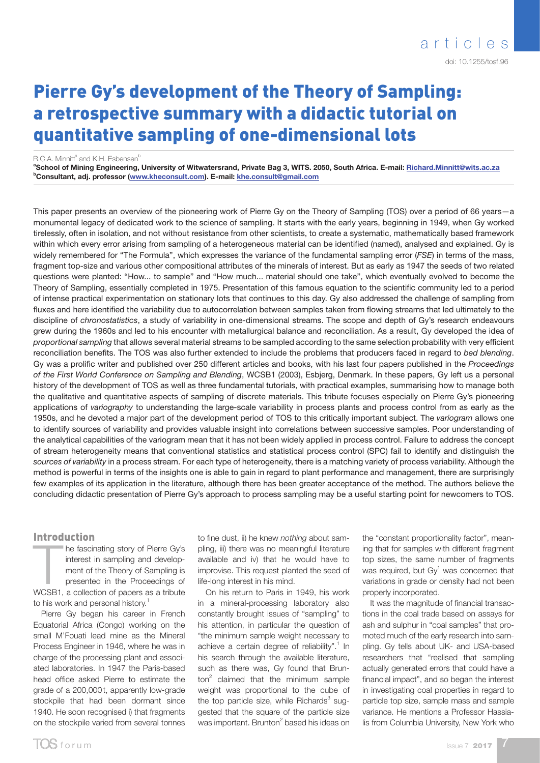# Pierre Gy's development of the Theory of Sampling: a retrospective summary with a didactic tutorial on quantitative sampling of one-dimensional lots

R.C.A. Minnitt[a] and K.H. Esbensen[b]

[a]School of Mining Engineering, University of Witwatersrand, Private Bag 3, WITS. 2050, South Africa. E-mail: Richard.Minnitt@wits.ac.za
[b]Consultant, adj. professor (www.kheconsult.com). E-mail: khe.consult@gmail.com

This paper presents an overview of the pioneering work of Pierre Gy on the Theory of Sampling (TOS) over a period of 66 years—a monumental legacy of dedicated work to the science of sampling. It starts with the early years, beginning in 1949, when Gy worked tirelessly, often in isolation, and not without resistance from other scientists, to create a systematic, mathematically based framework within which every error arising from sampling of a heterogeneous material can be identified (named), analysed and explained. Gy is widely remembered for "The Formula", which expresses the variance of the fundamental sampling error (*FSE*) in terms of the mass, fragment top-size and various other compositional attributes of the minerals of interest. But as early as 1947 the seeds of two related questions were planted: "How... to sample" and "How much... material should one take", which eventually evolved to become the Theory of Sampling, essentially completed in 1975. Presentation of this famous equation to the scientific community led to a period of intense practical experimentation on stationary lots that continues to this day. Gy also addressed the challenge of sampling from fluxes and here identified the variability due to autocorrelation between samples taken from flowing streams that led ultimately to the discipline of *chronostatistics*, a study of variability in one-dimensional streams. The scope and depth of Gy's research endeavours grew during the 1960s and led to his encounter with metallurgical balance and reconciliation. As a result, Gy developed the idea of *proportional sampling* that allows several material streams to be sampled according to the same selection probability with very efficient reconciliation benefits. The TOS was also further extended to include the problems that producers faced in regard to *bed blending*. Gy was a prolific writer and published over 250 different articles and books, with his last four papers published in the *Proceedings of the First World Conference on Sampling and Blending*, WCSB1 (2003), Esbjerg, Denmark. In these papers, Gy left us a personal history of the development of TOS as well as three fundamental tutorials, with practical examples, summarising how to manage both the qualitative and quantitative aspects of sampling of discrete materials. This tribute focuses especially on Pierre Gy's pioneering applications of *variography* to understanding the large-scale variability in process plants and process control from as early as the 1950s, and he devoted a major part of the development period of TOS to this critically important subject. The *variogram* allows one to identify sources of variability and provides valuable insight into correlations between successive samples. Poor understanding of the analytical capabilities of the variogram mean that it has not been widely applied in process control. Failure to address the concept of stream heterogeneity means that conventional statistics and statistical process control (SPC) fail to identify and distinguish the *sources of variability* in a process stream. For each type of heterogeneity, there is a matching variety of process variability. Although the method is powerful in terms of the insights one is able to gain in regard to plant performance and management, there are surprisingly few examples of its application in the literature, although there has been greater acceptance of the method. The authors believe the concluding didactic presentation of Pierre Gy's approach to process sampling may be a useful starting point for newcomers to TOS.

## Introduction

The fascinating story of Pierre Gy's interest in sampling and development of the Theory of Sampling is presented in the Proceedings of WCSB1, a collection of papers as a tribute to his work and personal history.[1]

Pierre Gy began his career in French Equatorial Africa (Congo) working on the small M'Fouati lead mine as the Mineral Process Engineer in 1946, where he was in charge of the processing plant and associated laboratories. In 1947 the Paris-based head office asked Pierre to estimate the grade of a 200,000 t, apparently low-grade stockpile that had been dormant since 1940. He soon recognised i) that fragments on the stockpile varied from several tonnes to fine dust, ii) he knew *nothing* about sampling, iii) there was no meaningful literature available and iv) that he would have to improvise. This request planted the seed of life-long interest in his mind.

On his return to Paris in 1949, his work in a mineral-processing laboratory also constantly brought issues of "sampling" to his attention, in particular the question of "the minimum sample weight necessary to achieve a certain degree of reliability".[1] In his search through the available literature, such as there was, Gy found that Brunton[2] claimed that the minimum sample weight was proportional to the cube of the top particle size, while Richards[3] suggested that the square of the particle size was important. Brunton[2] based his ideas on the "constant proportionality factor", meaning that for samples with different fragment top sizes, the same number of fragments was required, but Gy[1] was concerned that variations in grade or density had not been properly incorporated.

It was the magnitude of financial transactions in the coal trade based on assays for ash and sulphur in "coal samples" that promoted much of the early research into sampling. Gy tells about UK- and USA-based researchers that "realised that sampling actually generated errors that could have a financial impact", and so began the interest in investigating coal properties in regard to particle top size, sample mass and sample variance. He mentions a Professor Hassialis from Columbia University, New York who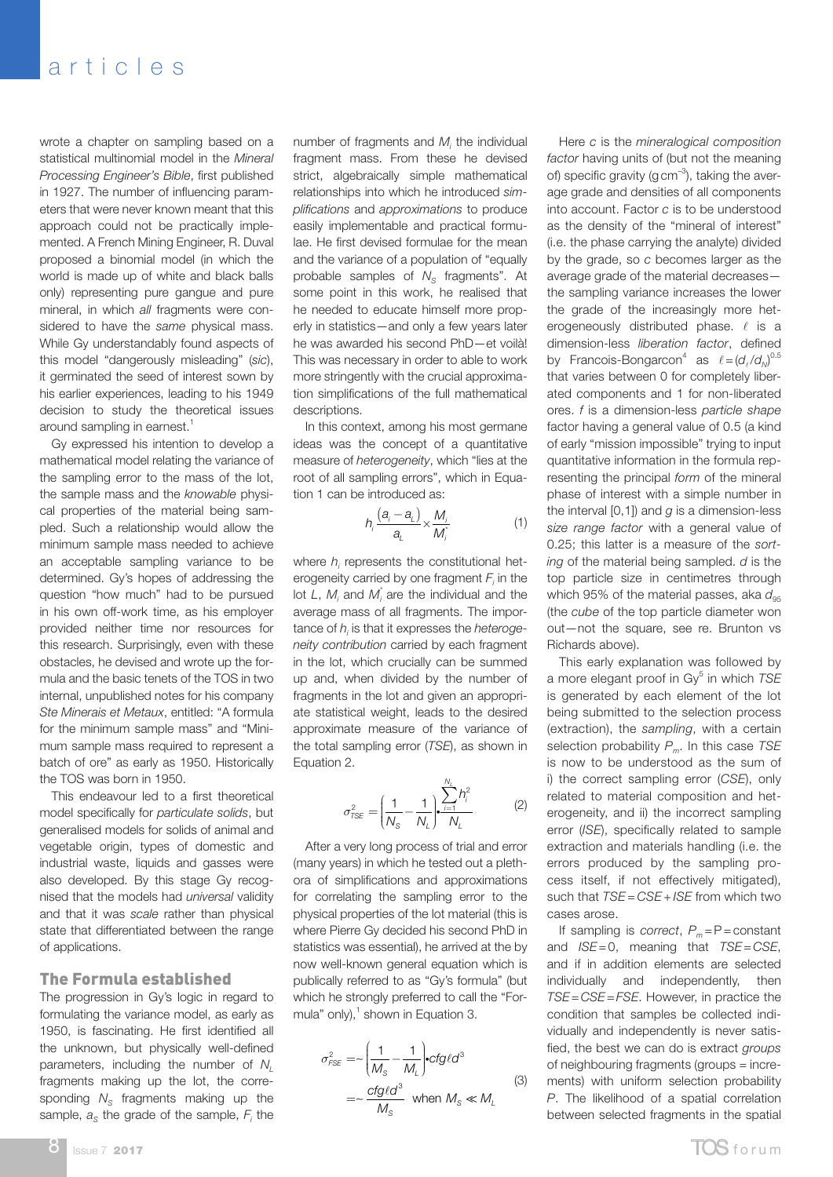wrote a chapter on sampling based on a statistical multinomial model in the *Mineral Processing Engineer's Bible*, first published in 1927. The number of influencing parameters that were never known meant that this approach could not be practically implemented. A French Mining Engineer, R. Duval proposed a binomial model (in which the world is made up of white and black balls only) representing pure gangue and pure mineral, in which *all* fragments were considered to have the *same* physical mass. While Gy understandably found aspects of this model "dangerously misleading" (*sic*), it germinated the seed of interest sown by his earlier experiences, leading to his 1949 decision to study the theoretical issues around sampling in earnest.[1]

Gy expressed his intention to develop a mathematical model relating the variance of the sampling error to the mass of the lot, the sample mass and the *knowable* physical properties of the material being sampled. Such a relationship would allow the minimum sample mass needed to achieve an acceptable sampling variance to be determined. Gy's hopes of addressing the question "how much" had to be pursued in his own off-work time, as his employer provided neither time nor resources for this research. Surprisingly, even with these obstacles, he devised and wrote up the formula and the basic tenets of the TOS in two internal, unpublished notes for his company *Ste Minerais et Metaux*, entitled: "A formula for the minimum sample mass" and "Minimum sample mass required to represent a batch of ore" as early as 1950. Historically the TOS was born in 1950.

This endeavour led to a first theoretical model specifically for *particulate solids*, but generalised models for solids of animal and vegetable origin, types of domestic and industrial waste, liquids and gasses were also developed. By this stage Gy recognised that the models had *universal* validity and that it was *scale* rather than physical state that differentiated between the range of applications.

## The Formula established

The progression in Gy's logic in regard to formulating the variance model, as early as 1950, is fascinating. He first identified all the unknown, but physically well-defined parameters, including the number of $N_L$ fragments making up the lot, the corresponding $N_S$ fragments making up the sample, $a_S$ the grade of the sample, $F_i$ the number of fragments and $M_i$ the individual fragment mass. From these he devised strict, algebraically simple mathematical relationships into which he introduced *simplifications* and *approximations* to produce easily implementable and practical formulae. He first devised formulae for the mean and the variance of a population of "equally probable samples of $N_S$ fragments". At some point in this work, he realised that he needed to educate himself more properly in statistics—and only a few years later he was awarded his second PhD—et voilà! This was necessary in order to able to work more stringently with the crucial approximation simplifications of the full mathematical descriptions.

In this context, among his most germane ideas was the concept of a quantitative measure of *heterogeneity*, which "lies at the root of all sampling errors", which in Equation 1 can be introduced as:

$$h_i \frac{(a_i - a_L)}{a_L} \times \frac{M_i}{M_i^*} \tag{1}$$

where $h_i$ represents the constitutional heterogeneity carried by one fragment $F_i$ in the lot $L$, $M_i$ and $M_i^*$ are the individual and the average mass of all fragments. The importance of $h_i$ is that it expresses the *heterogeneity contribution* carried by each fragment in the lot, which crucially can be summed up and, when divided by the number of fragments in the lot and given an appropriate statistical weight, leads to the desired approximate measure of the variance of the total sampling error (*TSE*), as shown in Equation 2.

$$\sigma_{TSE}^2 = \left(\frac{1}{N_S} - \frac{1}{N_L}\right) \bullet \frac{\sum_{i=1}^{N_L} h_i^2}{N_L} \tag{2}$$

After a very long process of trial and error (many years) in which he tested out a plethora of simplifications and approximations for correlating the sampling error to the physical properties of the lot material (this is where Pierre Gy decided his second PhD in statistics was essential), he arrived at the by now well-known general equation which is publically referred to as "Gy's formula" (but which he strongly preferred to call the "Formula" only),[1] shown in Equation 3.

$$\begin{aligned} \sigma_{FSE}^2 &= \sim \left(\frac{1}{M_S} - \frac{1}{M_L}\right) \bullet cf g \ell d^3 \\ &= \sim \frac{cf g \ell d^3}{M_S} \text{ when } M_S \ll M_L \end{aligned} \tag{3}$$

Here $c$ is the *mineralogical composition factor* having units of (but not the meaning of) specific gravity (g cm$^{-3}$), taking the average grade and densities of all components into account. Factor $c$ is to be understood as the density of the "mineral of interest" (i.e. the phase carrying the analyte) divided by the grade, so $c$ becomes larger as the average grade of the material decreases—the sampling variance increases the lower the grade of the increasingly more heterogeneously distributed phase. $\ell$ is a dimension-less *liberation factor*, defined by Francois-Bongarcon[4] as $\ell = (d_l/d_N)^{0.5}$ that varies between 0 for completely liberated components and 1 for non-liberated ores. $f$ is a dimension-less *particle shape* factor having a general value of 0.5 (a kind of early "mission impossible" trying to input quantitative information in the formula representing the principal *form* of the mineral phase of interest with a simple number in the interval [0,1]) and $g$ is a dimension-less *size range factor* with a general value of 0.25; this latter is a measure of the *sorting* of the material being sampled. $d$ is the top particle size in centimetres through which 95% of the material passes, aka $d_{95}$ (the *cube* of the top particle diameter won out—not the square, see re. Brunton vs Richards above).

This early explanation was followed by a more elegant proof in Gy[5] in which *TSE* is generated by each element of the lot being submitted to the selection process (extraction), the *sampling*, with a certain selection probability $P_m$. In this case *TSE* is now to be understood as the sum of i) the correct sampling error (*CSE*), only related to material composition and heterogeneity, and ii) the incorrect sampling error (*ISE*), specifically related to sample extraction and materials handling (i.e. the errors produced by the sampling process itself, if not effectively mitigated), such that *TSE* = *CSE* + *ISE* from which two cases arose.

If sampling is *correct*, $P_m = P =$ constant and *ISE* = 0, meaning that *TSE* = *CSE*, and if in addition elements are selected individually and independently, then *TSE* = *CSE* = *FSE*. However, in practice the condition that samples be collected individually and independently is never satisfied, the best we can do is extract *groups* of neighbouring fragments (groups = increments) with uniform selection probability $P$. The likelihood of a spatial correlation between selected fragments in the spatial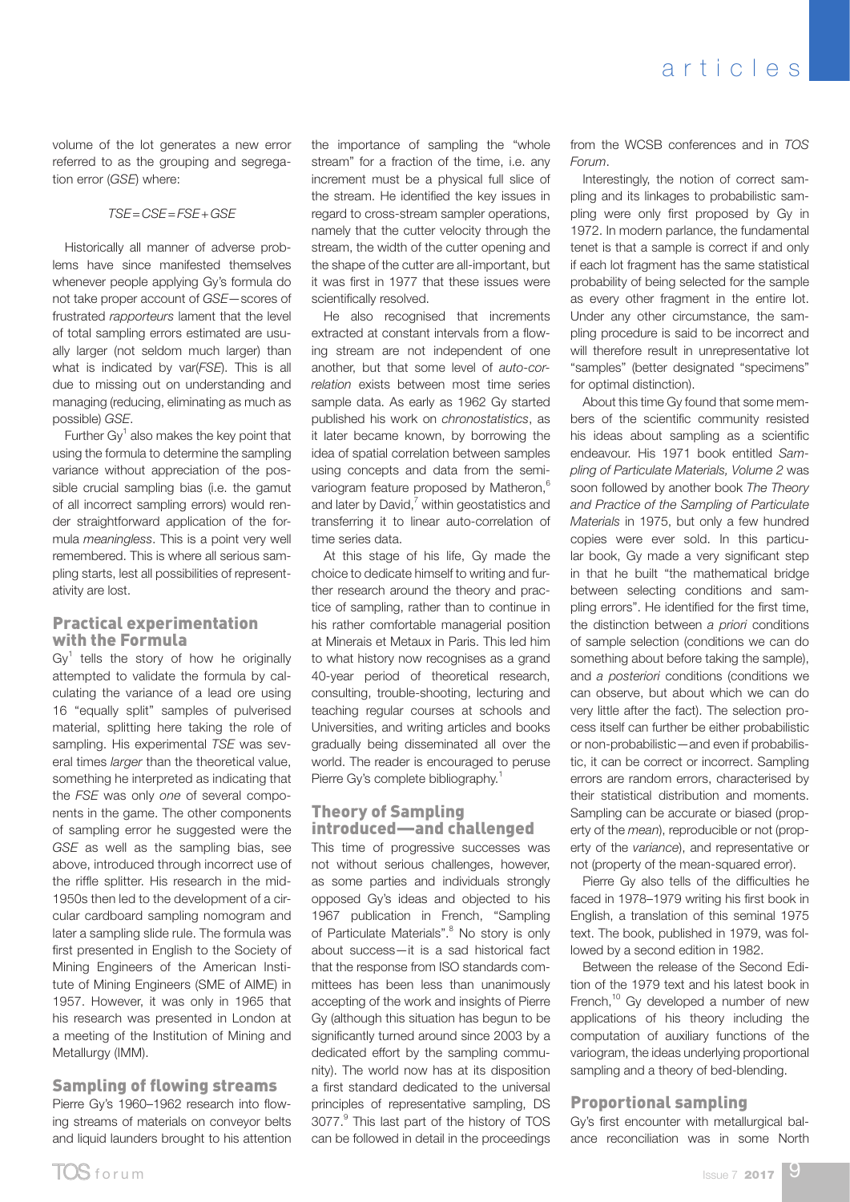volume of the lot generates a new error referred to as the grouping and segregation error (*GSE*) where:

$$TSE = CSE = FSE + GSE$$

Historically all manner of adverse problems have since manifested themselves whenever people applying Gy's formula do not take proper account of *GSE*—scores of frustrated *rapporteurs* lament that the level of total sampling errors estimated are usually larger (not seldom much larger) than what is indicated by var(*FSE*). This is all due to missing out on understanding and managing (reducing, eliminating as much as possible) *GSE*.

Further Gy[1] also makes the key point that using the formula to determine the sampling variance without appreciation of the possible crucial sampling bias (i.e. the gamut of all incorrect sampling errors) would render straightforward application of the formula *meaningless*. This is a point very well remembered. This is where all serious sampling starts, lest all possibilities of representativity are lost.

## Practical experimentation with the Formula

Gy[1] tells the story of how he originally attempted to validate the formula by calculating the variance of a lead ore using 16 "equally split" samples of pulverised material, splitting here taking the role of sampling. His experimental *TSE* was several times *larger* than the theoretical value, something he interpreted as indicating that the *FSE* was only *one* of several components in the game. The other components of sampling error he suggested were the *GSE* as well as the sampling bias, see above, introduced through incorrect use of the riffle splitter. His research in the mid-1950s then led to the development of a circular cardboard sampling nomogram and later a sampling slide rule. The formula was first presented in English to the Society of Mining Engineers of the American Institute of Mining Engineers (SME of AIME) in 1957. However, it was only in 1965 that his research was presented in London at a meeting of the Institution of Mining and Metallurgy (IMM).

## Sampling of flowing streams

Pierre Gy's 1960–1962 research into flowing streams of materials on conveyor belts and liquid launders brought to his attention the importance of sampling the "whole stream" for a fraction of the time, i.e. any increment must be a physical full slice of the stream. He identified the key issues in regard to cross-stream sampler operations, namely that the cutter velocity through the stream, the width of the cutter opening and the shape of the cutter are all-important, but it was first in 1977 that these issues were scientifically resolved.

He also recognised that increments extracted at constant intervals from a flowing stream are not independent of one another, but that some level of *auto-correlation* exists between most time series sample data. As early as 1962 Gy started published his work on *chronostatistics*, as it later became known, by borrowing the idea of spatial correlation between samples using concepts and data from the semi-variogram feature proposed by Matheron,[6] and later by David,[7] within geostatistics and transferring it to linear auto-correlation of time series data.

At this stage of his life, Gy made the choice to dedicate himself to writing and further research around the theory and practice of sampling, rather than to continue in his rather comfortable managerial position at Minerais et Metaux in Paris. This led him to what history now recognises as a grand 40-year period of theoretical research, consulting, trouble-shooting, lecturing and teaching regular courses at schools and Universities, and writing articles and books gradually being disseminated all over the world. The reader is encouraged to peruse Pierre Gy's complete bibliography.[1]

## Theory of Sampling introduced—and challenged

This time of progressive successes was not without serious challenges, however, as some parties and individuals strongly opposed Gy's ideas and objected to his 1967 publication in French, "Sampling of Particulate Materials".[8] No story is only about success—it is a sad historical fact that the response from ISO standards committees has been less than unanimously accepting of the work and insights of Pierre Gy (although this situation has begun to be significantly turned around since 2003 by a dedicated effort by the sampling community). The world now has at its disposition a first standard dedicated to the universal principles of representative sampling, DS 3077.[9] This last part of the history of TOS can be followed in detail in the proceedings from the WCSB conferences and in *TOS Forum*.

Interestingly, the notion of correct sampling and its linkages to probabilistic sampling were only first proposed by Gy in 1972. In modern parlance, the fundamental tenet is that a sample is correct if and only if each lot fragment has the same statistical probability of being selected for the sample as every other fragment in the entire lot. Under any other circumstance, the sampling procedure is said to be incorrect and will therefore result in unrepresentative lot "samples" (better designated "specimens" for optimal distinction).

About this time Gy found that some members of the scientific community resisted his ideas about sampling as a scientific endeavour. His 1971 book entitled *Sampling of Particulate Materials, Volume 2* was soon followed by another book *The Theory and Practice of the Sampling of Particulate Materials* in 1975, but only a few hundred copies were ever sold. In this particular book, Gy made a very significant step in that he built "the mathematical bridge between selecting conditions and sampling errors". He identified for the first time, the distinction between *a priori* conditions of sample selection (conditions we can do something about before taking the sample), and *a posteriori* conditions (conditions we can observe, but about which we can do very little after the fact). The selection process itself can further be either probabilistic or non-probabilistic—and even if probabilistic, it can be correct or incorrect. Sampling errors are random errors, characterised by their statistical distribution and moments. Sampling can be accurate or biased (property of the *mean*), reproducible or not (property of the *variance*), and representative or not (property of the mean-squared error).

Pierre Gy also tells of the difficulties he faced in 1978–1979 writing his first book in English, a translation of this seminal 1975 text. The book, published in 1979, was followed by a second edition in 1982.

Between the release of the Second Edition of the 1979 text and his latest book in French,[10] Gy developed a number of new applications of his theory including the computation of auxiliary functions of the variogram, the ideas underlying proportional sampling and a theory of bed-blending.

## Proportional sampling

Gy's first encounter with metallurgical balance reconciliation was in some North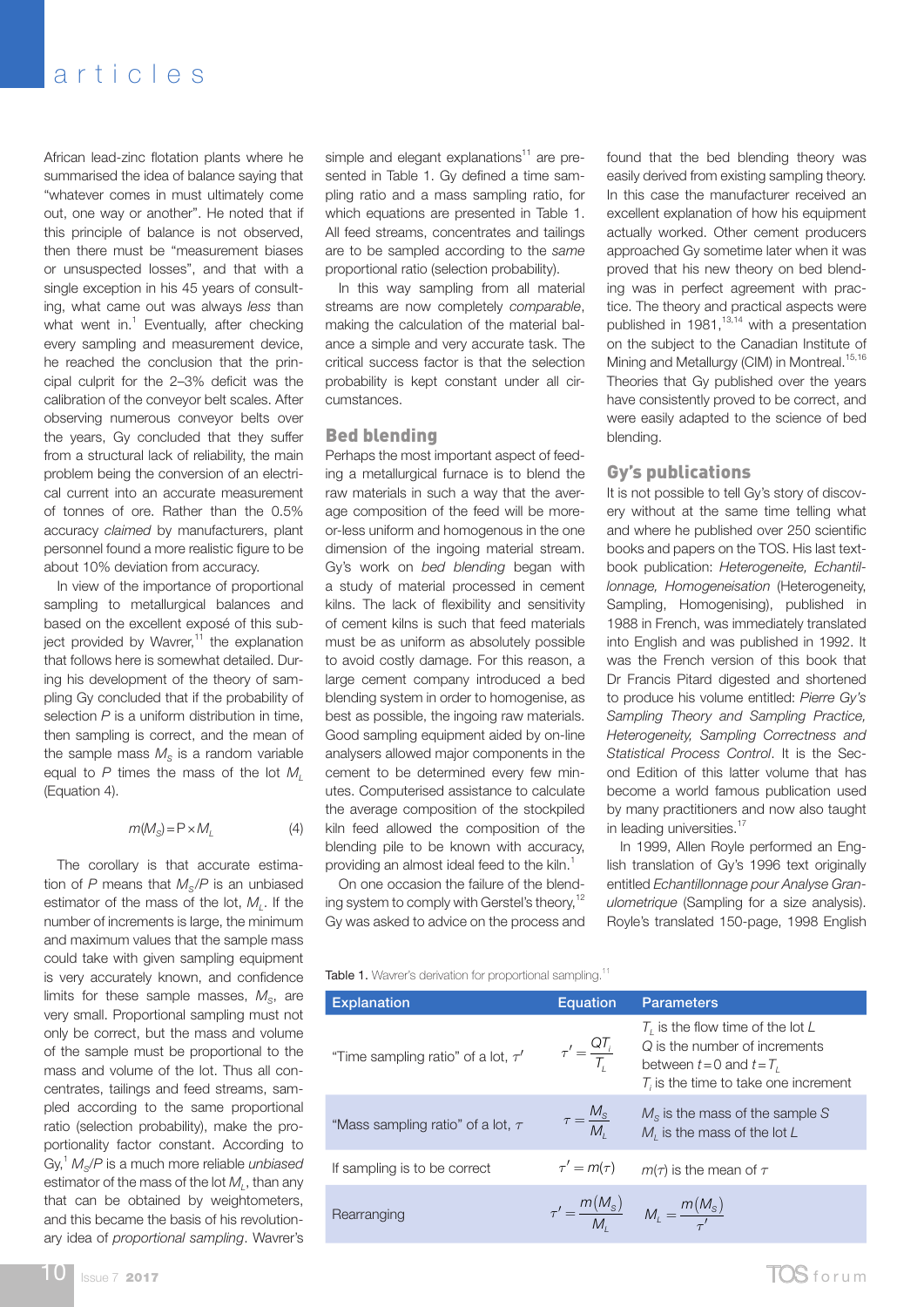African lead-zinc flotation plants where he summarised the idea of balance saying that "whatever comes in must ultimately come out, one way or another". He noted that if this principle of balance is not observed, then there must be "measurement biases or unsuspected losses", and that with a single exception in his 45 years of consulting, what came out was always *less* than what went in.[1] Eventually, after checking every sampling and measurement device, he reached the conclusion that the principal culprit for the 2–3% deficit was the calibration of the conveyor belt scales. After observing numerous conveyor belts over the years, Gy concluded that they suffer from a structural lack of reliability, the main problem being the conversion of an electrical current into an accurate measurement of tonnes of ore. Rather than the 0.5% accuracy *claimed* by manufacturers, plant personnel found a more realistic figure to be about 10% deviation from accuracy.

In view of the importance of proportional sampling to metallurgical balances and based on the excellent exposé of this subject provided by Wavrer,[11] the explanation that follows here is somewhat detailed. During his development of the theory of sampling Gy concluded that if the probability of selection $P$ is a uniform distribution in time, then sampling is correct, and the mean of the sample mass $M_S$ is a random variable equal to $P$ times the mass of the lot $M_L$ (Equation 4).

$$m(M_S) = P \times M_L \qquad (4)$$

The corollary is that accurate estimation of $P$ means that $M_S/P$ is an unbiased estimator of the mass of the lot, $M_L$. If the number of increments is large, the minimum and maximum values that the sample mass could take with given sampling equipment is very accurately known, and confidence limits for these sample masses, $M_S$, are very small. Proportional sampling must not only be correct, but the mass and volume of the sample must be proportional to the mass and volume of the lot. Thus all concentrates, tailings and feed streams, sampled according to the same proportional ratio (selection probability), make the proportionality factor constant. According to Gy,[1] $M_S/P$ is a much more reliable *unbiased* estimator of the mass of the lot $M_L$, than any that can be obtained by weightometers, and this became the basis of his revolutionary idea of *proportional sampling*. Wavrer's simple and elegant explanations[11] are presented in Table 1. Gy defined a time sampling ratio and a mass sampling ratio, for which equations are presented in Table 1. All feed streams, concentrates and tailings are to be sampled according to the *same* proportional ratio (selection probability).

In this way sampling from all material streams are now completely *comparable*, making the calculation of the material balance a simple and very accurate task. The critical success factor is that the selection probability is kept constant under all circumstances.

## Bed blending

Perhaps the most important aspect of feeding a metallurgical furnace is to blend the raw materials in such a way that the average composition of the feed will be more-or-less uniform and homogenous in the one dimension of the ingoing material stream. Gy's work on *bed blending* began with a study of material processed in cement kilns. The lack of flexibility and sensitivity of cement kilns is such that feed materials must be as uniform as absolutely possible to avoid costly damage. For this reason, a large cement company introduced a bed blending system in order to homogenise, as best as possible, the ingoing raw materials. Good sampling equipment aided by on-line analysers allowed major components in the cement to be determined every few minutes. Computerised assistance to calculate the average composition of the stockpiled kiln feed allowed the composition of the blending pile to be known with accuracy, providing an almost ideal feed to the kiln.[1]

On one occasion the failure of the blending system to comply with Gerstel's theory,[12] Gy was asked to advice on the process and found that the bed blending theory was easily derived from existing sampling theory. In this case the manufacturer received an excellent explanation of how his equipment actually worked. Other cement producers approached Gy sometime later when it was proved that his new theory on bed blending was in perfect agreement with practice. The theory and practical aspects were published in 1981,[13,14] with a presentation on the subject to the Canadian Institute of Mining and Metallurgy (CIM) in Montreal.[15,16] Theories that Gy published over the years have consistently proved to be correct, and were easily adapted to the science of bed blending.

## Gy's publications

It is not possible to tell Gy's story of discovery without at the same time telling what and where he published over 250 scientific books and papers on the TOS. His last textbook publication: *Heterogeneite, Echantillonnage, Homogeneisation* (Heterogeneity, Sampling, Homogenising), published in 1988 in French, was immediately translated into English and was published in 1992. It was the French version of this book that Dr Francis Pitard digested and shortened to produce his volume entitled: *Pierre Gy's Sampling Theory and Sampling Practice, Heterogeneity, Sampling Correctness and Statistical Process Control*. It is the Second Edition of this latter volume that has become a world famous publication used by many practitioners and now also taught in leading universities.[17]

In 1999, Allen Royle performed an English translation of Gy's 1996 text originally entitled *Echantillonnage pour Analyse Granulometrique* (Sampling for a size analysis). Royle's translated 150-page, 1998 English

Table 1. Wavrer's derivation for proportional sampling.[11]

| Explanation | Equation | Parameters |
|---|---|---|
| "Time sampling ratio" of a lot, $\tau'$ | $\tau' = \frac{QT_i}{T_L}$ | $T_L$ is the flow time of the lot $L$; $Q$ is the number of increments between $t = 0$ and $t = T_L$; $T_i$ is the time to take one increment |
| "Mass sampling ratio" of a lot, $\tau$ | $\tau = \frac{M_S}{M_L}$ | $M_S$ is the mass of the sample $S$; $M_L$ is the mass of the lot $L$ |
| If sampling is to be correct | $\tau' = m(\tau)$ | $m(\tau)$ is the mean of $\tau$ |
| Rearranging | $\tau' = \frac{m(M_S)}{M_L}$ | $M_L = \frac{m(M_S)}{\tau'}$ |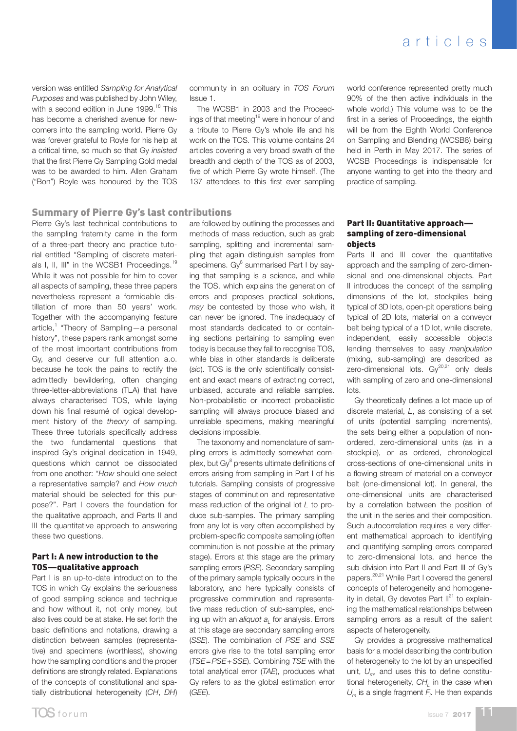version was entitled *Sampling for Analytical Purposes* and was published by John Wiley, with a second edition in June 1999.[18] This has become a cherished avenue for newcomers into the sampling world. Pierre Gy was forever grateful to Royle for his help at a critical time, so much so that Gy *insisted* that the first Pierre Gy Sampling Gold medal was to be awarded to him. Allen Graham ("Bon") Royle was honoured by the TOS community in an obituary in *TOS Forum* Issue 1.

The WCSB1 in 2003 and the Proceedings of that meeting[19] were in honour of and a tribute to Pierre Gy's whole life and his work on the TOS. This volume contains 24 articles covering a very broad swath of the breadth and depth of the TOS as of 2003, five of which Pierre Gy wrote himself. (The 137 attendees to this first ever sampling world conference represented pretty much 90% of the then active individuals in the whole world.) This volume was to be the first in a series of Proceedings, the eighth will be from the Eighth World Conference on Sampling and Blending (WCSB8) being held in Perth in May 2017. The series of WCSB Proceedings is indispensable for anyone wanting to get into the theory and practice of sampling.

## Summary of Pierre Gy's last contributions

Pierre Gy's last technical contributions to the sampling fraternity came in the form of a three-part theory and practice tutorial entitled "Sampling of discrete materials I, II, III" in the WCSB1 Proceedings.[19] While it was not possible for him to cover all aspects of sampling, these three papers nevertheless represent a formidable distillation of more than 50 years' work. Together with the accompanying feature article,[1] "Theory of Sampling—a personal history", these papers rank amongst some of the most important contributions from Gy, and deserve our full attention a.o. because he took the pains to rectify the admittedly bewildering, often changing three-letter-abbreviations (TLA) that have always characterised TOS, while laying down his final resumé of logical development history of the *theory* of sampling. These three tutorials specifically address the two fundamental questions that inspired Gy's original dedication in 1949, questions which cannot be dissociated from one another: "*How* should one select a representative sample? and *How much* material should be selected for this purpose?". Part I covers the foundation for the qualitative approach, and Parts II and III the quantitative approach to answering these two questions.

### Part I: A new introduction to the TOS—qualitative approach

Part I is an up-to-date introduction to the TOS in which Gy explains the seriousness of good sampling science and technique and how without it, not only money, but also lives could be at stake. He set forth the basic definitions and notations, drawing a distinction between samples (representative) and specimens (worthless), showing how the sampling conditions and the proper definitions are strongly related. Explanations of the concepts of constitutional and spatially distributional heterogeneity (*CH*, *DH*) are followed by outlining the processes and methods of mass reduction, such as grab sampling, splitting and incremental sampling that again distinguish samples from specimens. Gy[8] summarised Part I by saying that sampling is a science, and while the TOS, which explains the generation of errors and proposes practical solutions, *may* be contested by those who wish, it can never be ignored. The inadequacy of most standards dedicated to or containing sections pertaining to sampling even today is because they fail to recognise TOS, while bias in other standards is deliberate (*sic*). TOS is the only scientifically consistent and exact means of extracting correct, unbiased, accurate and reliable samples. Non-probabilistic or incorrect probabilistic sampling will always produce biased and unreliable specimens, making meaningful decisions impossible.

The taxonomy and nomenclature of sampling errors is admittedly somewhat complex, but Gy[8] presents ultimate definitions of errors arising from sampling in Part I of his tutorials. Sampling consists of progressive stages of comminution and representative mass reduction of the original lot *L* to produce sub-samples. The primary sampling from any lot is very often accomplished by problem-specific composite sampling (often comminution is not possible at the primary stage). Errors at this stage are the primary sampling errors (*PSE*). Secondary sampling of the primary sample typically occurs in the laboratory, and here typically consists of progressive comminution and representative mass reduction of sub-samples, ending up with an *aliquot* $a_L$ for analysis. Errors at this stage are secondary sampling errors (*SSE*). The combination of *PSE* and *SSE* errors give rise to the total sampling error (*TSE* = *PSE* + *SSE*). Combining *TSE* with the total analytical error (*TAE*), produces what Gy refers to as the global estimation error (*GEE*).

### Part II: Quantitative approach—sampling of zero-dimensional objects

Parts II and III cover the quantitative approach and the sampling of zero-dimensional and one-dimensional objects. Part II introduces the concept of the sampling dimensions of the lot, stockpiles being typical of 3D lots, open-pit operations being typical of 2D lots, material on a conveyor belt being typical of a 1D lot, while discrete, independent, easily accessible objects lending themselves to easy *manipulation* (mixing, sub-sampling) are described as zero-dimensional lots. Gy[20,21] only deals with sampling of zero and one-dimensional lots.

Gy theoretically defines a lot made up of discrete material, *L*, as consisting of a set of units (potential sampling increments), the sets being either a population of non-ordered, zero-dimensional units (as in a stockpile), or as ordered, chronological cross-sections of one-dimensional units in a flowing stream of material on a conveyor belt (one-dimensional lot). In general, the one-dimensional units are characterised by a correlation between the position of the unit in the series and their composition. Such autocorrelation requires a very different mathematical approach to identifying and quantifying sampling errors compared to zero-dimensional lots, and hence the sub-division into Part II and Part III of Gy's papers.[20,21] While Part I covered the general concepts of heterogeneity and homogeneity in detail, Gy devotes Part II[21] to explaining the mathematical relationships between sampling errors as a result of the salient aspects of heterogeneity.

Gy provides a progressive mathematical basis for a model describing the contribution of heterogeneity to the lot by an unspecified unit, $U_m$, and uses this to define constitutional heterogeneity, $CH_L$ in the case when $U_m$ is a single fragment $F_i$. He then expands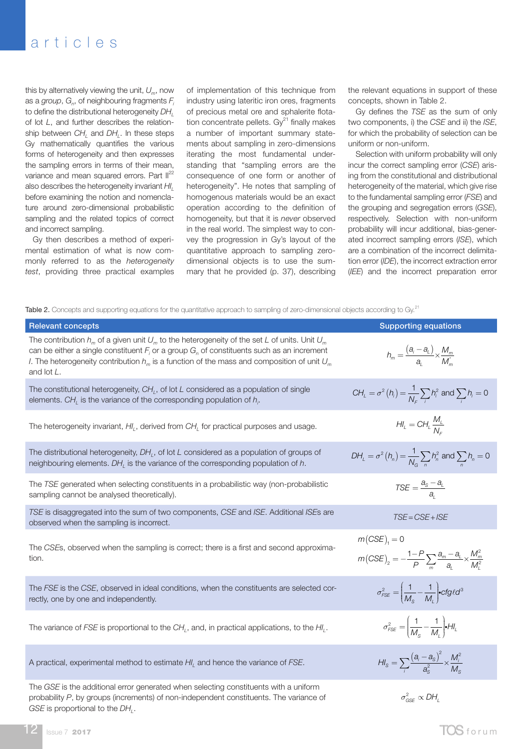this by alternatively viewing the unit, $U_m$, now as a *group*, $G_n$, of neighbouring fragments $F_i$ to define the distributional heterogeneity $DH_L$ of lot $L$, and further describes the relationship between $CH_L$ and $DH_L$. In these steps Gy mathematically quantifies the various forms of heterogeneity and then expresses the sampling errors in terms of their mean, variance and mean squared errors. Part II[22] also describes the heterogeneity invariant $HI_L$ before examining the notion and nomenclature around zero-dimensional probabilistic sampling and the related topics of correct and incorrect sampling.

Gy then describes a method of experimental estimation of what is now commonly referred to as the *heterogeneity test*, providing three practical examples of implementation of this technique from industry using lateritic iron ores, fragments of precious metal ore and sphalerite flotation concentrate pellets. Gy[21] finally makes a number of important summary statements about sampling in zero-dimensions iterating the most fundamental understanding that "sampling errors are the consequence of one form or another of heterogeneity". He notes that sampling of homogeneous materials would be an exact operation according to the definition of homogeneity, but that it is *never* observed in the real world. The simplest way to convey the progression in Gy's layout of the quantitative approach to sampling zero-dimensional objects is to use the summary that he provided (p. 37), describing the relevant equations in support of these concepts, shown in Table 2.

Gy defines the *TSE* as the sum of only two components, i) the *CSE* and ii) the *ISE*, for which the probability of selection can be uniform or non-uniform.

Selection with uniform probability will only incur the correct sampling error (*CSE*) arising from the constitutional and distributional heterogeneity of the material, which give rise to the fundamental sampling error (*FSE*) and the grouping and segregation errors (*GSE*), respectively. Selection with non-uniform probability will incur additional, bias-generated incorrect sampling errors (*ISE*), which are a combination of the incorrect delimitation error (*IDE*), the incorrect extraction error (*IEE*) and the incorrect preparation error

**Table 2.** Concepts and supporting equations for the quantitative approach to sampling of zero-dimensional objects according to Gy.[21]

| Relevant concepts | Supporting equations |
|---|---|
| The contribution $h_m$ of a given unit $U_m$ to the heterogeneity of the set $L$ of units. Unit $U_m$ can be either a single constituent $F_i$ or a group $G_n$ of constituents such as an increment $I$. The heterogeneity contribution $h_m$ is a function of the mass and composition of unit $U_m$ and lot $L$. | $h_m = \frac{(a_i - a_L)}{a_L} \times \frac{M_m}{M_m^*}$ |
| The constitutional heterogeneity, $CH_L$, of lot $L$ considered as a population of single elements. $CH_L$ is the variance of the corresponding population of $h_i$. | $CH_L = \sigma^2(h_i) = \frac{1}{N_F}\sum_i h_i^2$ and $\sum_i h_i = 0$ |
| The heterogeneity invariant, $HI_L$, derived from $CH_L$ for practical purposes and usage. | $HI_L = CH_L \frac{M_L}{N_F}$ |
| The distributional heterogeneity, $DH_L$, of lot $L$ considered as a population of groups of neighbouring elements. $DH_L$ is the variance of the corresponding population of $h$. | $DH_L = \sigma^2(h_n) = \frac{1}{N_G}\sum_n h_n^2$ and $\sum_n h_n = 0$ |
| The *TSE* generated when selecting constituents in a probabilistic way (non-probabilistic sampling cannot be analysed theoretically). | $TSE = \frac{a_S - a_L}{a_L}$ |
| *TSE* is disaggregated into the sum of two components, *CSE* and *ISE*. Additional *ISE*s are observed when the sampling is incorrect. | $TSE = CSE + ISE$ |
| The *CSE*s, observed when the sampling is correct; there is a first and second approximation. | $m(CSE)_1 = 0$ <br> $m(CSE)_2 = -\frac{1-P}{P}\sum_m \frac{a_m - a_L}{a_L} \times \frac{M_m^2}{M_L^2}$ |
| The *FSE* is the *CSE*, observed in ideal conditions, when the constituents are selected correctly, one by one and independently. | $\sigma_{FSE}^2 = \left(\frac{1}{M_S} - \frac{1}{M_L}\right) \cdot cfg\ell d^3$ |
| The variance of *FSE* is proportional to the $CH_L$, and, in practical applications, to the $HI_L$. | $\sigma_{FSE}^2 = \left(\frac{1}{M_S} - \frac{1}{M_L}\right) \cdot HI_L$ |
| A practical, experimental method to estimate $HI_L$ and hence the variance of *FSE*. | $HI_S = \sum_i \frac{(a_i - a_S)^2}{a_S^2} \times \frac{M_i^2}{M_S}$ |
| The *GSE* is the additional error generated when selecting constituents with a uniform probability $P$, by groups (increments) of non-independent constituents. The variance of *GSE* is proportional to the $DH_L$. | $\sigma_{GSE}^2 \propto DH_L$ |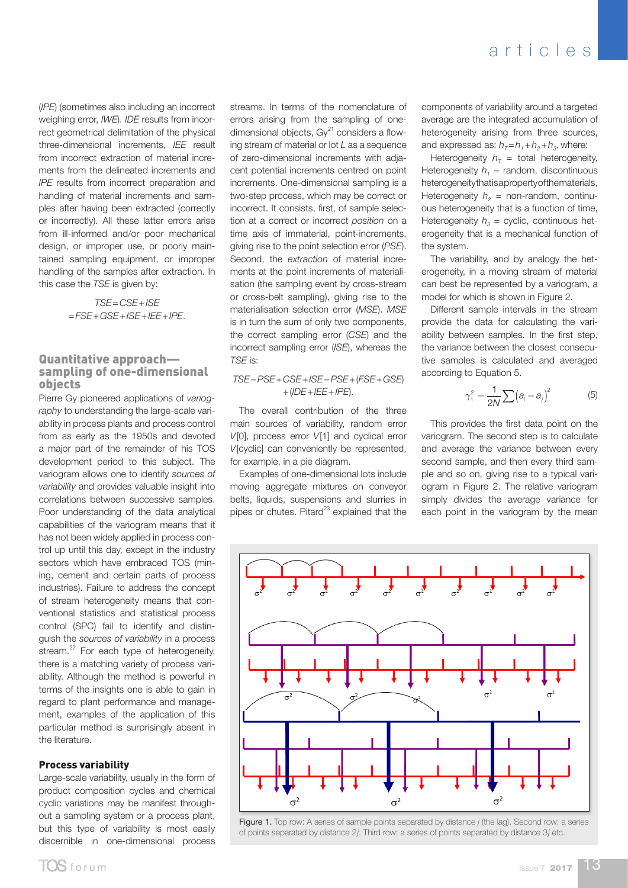(*IPE*) (sometimes also including an incorrect weighing error, *IWE*). *IDE* results from incorrect geometrical delimitation of the physical three-dimensional increments, *IEE* result from incorrect extraction of material increments from the delineated increments and *IPE* results from incorrect preparation and handling of material increments and samples after having been extracted (correctly or incorrectly). All these latter errors arise from ill-informed and/or poor mechanical design, or improper use, or poorly maintained sampling equipment, or improper handling of the samples after extraction. In this case the *TSE* is given by:

$$TSE = CSE + ISE$$
$$= FSE + GSE + ISE + IEE + IPE.$$

## Quantitative approach—sampling of one-dimensional objects

Pierre Gy pioneered applications of *variography* to understanding the large-scale variability in process plants and process control from as early as the 1950s and devoted a major part of the remainder of his TOS development period to this subject. The variogram allows one to identify *sources of variability* and provides valuable insight into correlations between successive samples. Poor understanding of the data analytical capabilities of the variogram means that it has not been widely applied in process control up until this day, except in the industry sectors which have embraced TOS (mining, cement and certain parts of process industries). Failure to address the concept of stream heterogeneity means that conventional statistics and statistical process control (SPC) fail to identify and distinguish the *sources of variability* in a process stream.[22] For each type of heterogeneity, there is a matching variety of process variability. Although the method is powerful in terms of the insights one is able to gain in regard to plant performance and management, examples of the application of this particular method is surprisingly absent in the literature.

### Process variability

Large-scale variability, usually in the form of product composition cycles and chemical cyclic variations may be manifest throughout a sampling system or a process plant, but this type of variability is most easily discernible in one-dimensional process streams. In terms of the nomenclature of errors arising from the sampling of one-dimensional objects, Gy[21] considers a flowing stream of material or lot *L* as a sequence of zero-dimensional increments with adjacent potential increments centred on point increments. One-dimensional sampling is a two-step process, which may be correct or incorrect. It consists, first, of sample selection at a correct or incorrect *position* on a time axis of immaterial, point-increments, giving rise to the point selection error (*PSE*). Second, the *extraction* of material increments at the point increments of materialisation (the sampling event by cross-stream or cross-belt sampling), giving rise to the materialisation selection error (*MSE*). *MSE* is in turn the sum of only two components, the correct sampling error (*CSE*) and the incorrect sampling error (*ISE*), whereas the *TSE* is:

$$TSE = PSE + CSE + ISE = PSE + (FSE + GSE) + (IDE + IEE + IPE).$$

The overall contribution of the three main sources of variability, random error $V[0]$, process error $V[1]$ and cyclical error $V[\text{cyclic}]$ can conveniently be represented, for example, in a pie diagram.

Examples of one-dimensional lots include moving aggregate mixtures on conveyor belts, liquids, suspensions and slurries in pipes or chutes. Pitard[23] explained that the components of variability around a targeted average are the integrated accumulation of heterogeneity arising from three sources, and expressed as: $h_T = h_1 + h_2 + h_3$, where:

Heterogeneity $h_T$ = total heterogeneity,
Heterogeneity $h_1$ = random, discontinuous heterogeneity that is a property of the materials,
Heterogeneity $h_2$ = non-random, continuous heterogeneity that is a function of time,
Heterogeneity $h_3$ = cyclic, continuous heterogeneity that is a mechanical function of the system.

The variability, and by analogy the heterogeneity, in a moving stream of material can best be represented by a variogram, a model for which is shown in Figure 2.

Different sample intervals in the stream provide the data for calculating the variability between samples. In the first step, the variance between the closest consecutive samples is calculated and averaged according to Equation 5.

$$\gamma_1^2 = \frac{1}{2N} \sum \left(a_i - a_j\right)^2 \tag{5}$$

This provides the first data point on the variogram. The second step is to calculate and average the variance between every second sample, and then every third sample and so on, giving rise to a typical variogram in Figure 2. The relative variogram simply divides the average variance for each point in the variogram by the mean

Figure 1. Top row: A series of sample points separated by distance *j* (the lag). Second row: a series of points separated by distance 2*j*. Third row: a series of points separated by distance 3*j* etc.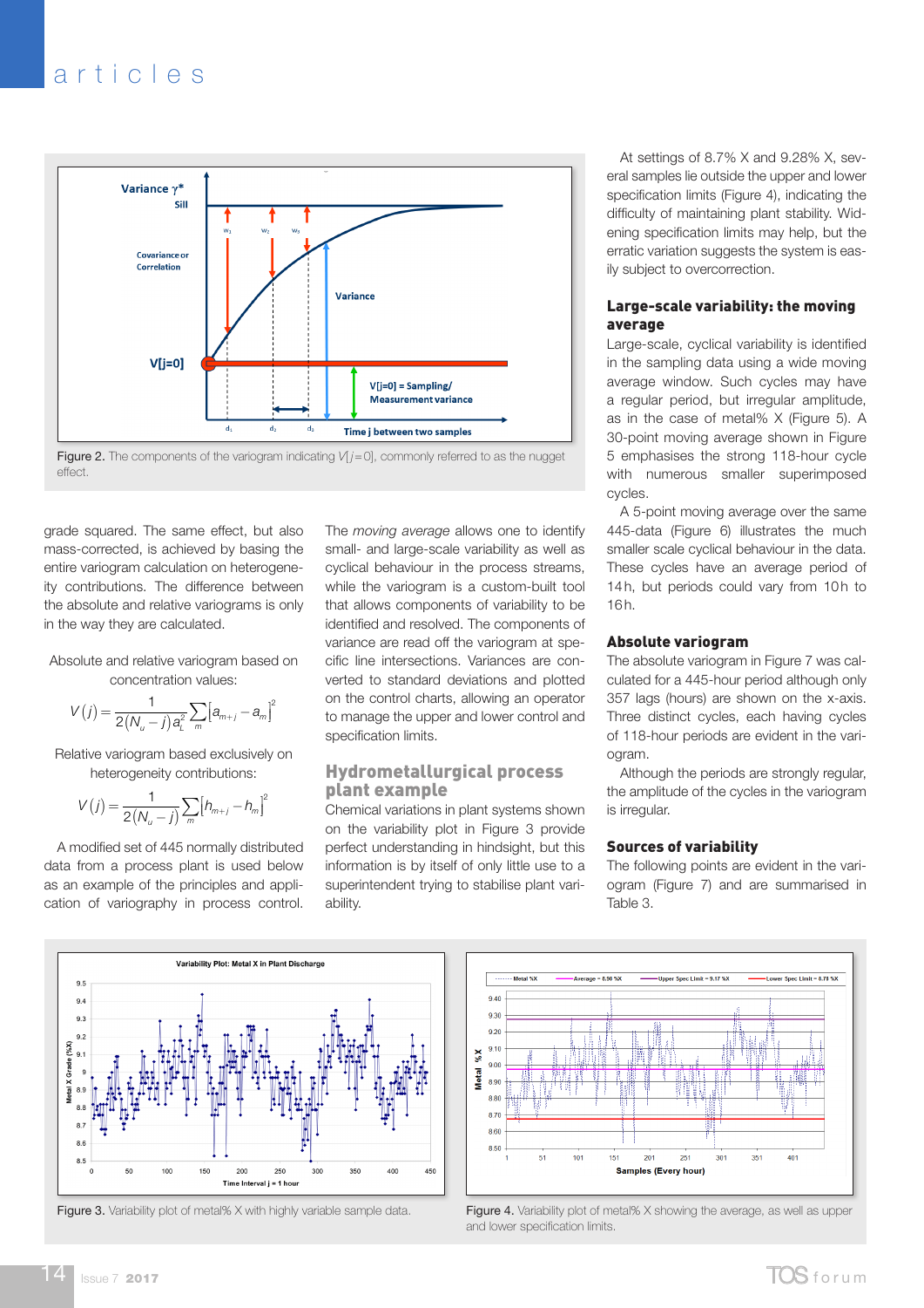Figure 2. The components of the variogram indicating $V[j=0]$, commonly referred to as the nugget effect.

grade squared. The same effect, but also mass-corrected, is achieved by basing the entire variogram calculation on heterogeneity contributions. The difference between the absolute and relative variograms is only in the way they are calculated.

Absolute and relative variogram based on concentration values:

$$V(j) = \frac{1}{2(N_u - j)a_L^2} \sum_m \left[a_{m+j} - a_m\right]^2$$

Relative variogram based exclusively on heterogeneity contributions:

$$V(j) = \frac{1}{2(N_u - j)} \sum_m \left[h_{m+j} - h_m\right]^2$$

A modified set of 445 normally distributed data from a process plant is used below as an example of the principles and application of variography in process control.

The *moving average* allows one to identify small- and large-scale variability as well as cyclical behaviour in the process streams, while the variogram is a custom-built tool that allows components of variability to be identified and resolved. The components of variance are read off the variogram at specific line intersections. Variances are converted to standard deviations and plotted on the control charts, allowing an operator to manage the upper and lower control and specification limits.

## Hydrometallurgical process plant example

Chemical variations in plant systems shown on the variability plot in Figure 3 provide perfect understanding in hindsight, but this information is by itself of only little use to a superintendent trying to stabilise plant variability.

At settings of 8.7% X and 9.28% X, several samples lie outside the upper and lower specification limits (Figure 4), indicating the difficulty of maintaining plant stability. Widening specification limits may help, but the erratic variation suggests the system is easily subject to overcorrection.

## Large-scale variability: the moving average

Large-scale, cyclical variability is identified in the sampling data using a wide moving average window. Such cycles may have a regular period, but irregular amplitude, as in the case of metal% X (Figure 5). A 30-point moving average shown in Figure 5 emphasises the strong 118-hour cycle with numerous smaller superimposed cycles.

A 5-point moving average over the same 445-data (Figure 6) illustrates the much smaller scale cyclical behaviour in the data. These cycles have an average period of 14 h, but periods could vary from 10 h to 16 h.

## Absolute variogram

The absolute variogram in Figure 7 was calculated for a 445-hour period although only 357 lags (hours) are shown on the x-axis. Three distinct cycles, each having cycles of 118-hour periods are evident in the variogram.

Although the periods are strongly regular, the amplitude of the cycles in the variogram is irregular.

## Sources of variability

The following points are evident in the variogram (Figure 7) and are summarised in Table 3.

Figure 3. Variability plot of metal% X with highly variable sample data.

Figure 4. Variability plot of metal% X showing the average, as well as upper and lower specification limits.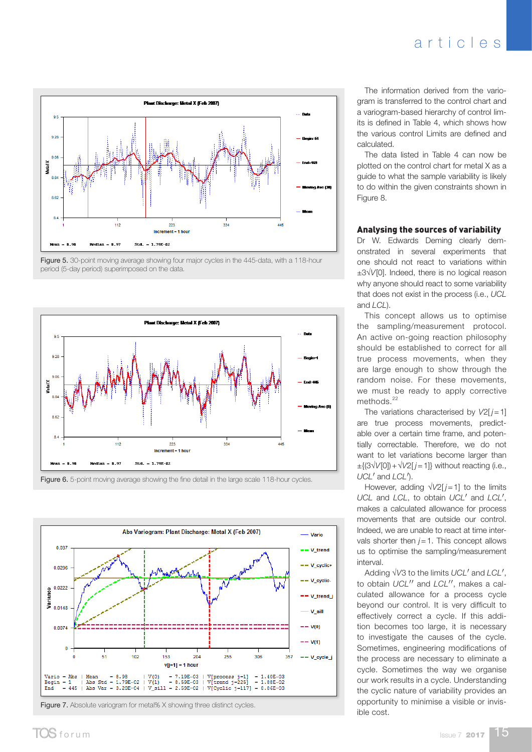Figure 5. 30-point moving average showing four major cycles in the 445-data, with a 118-hour period (5-day period) superimposed on the data.

Figure 6. 5-point moving average showing the fine detail in the large scale 118-hour cycles.

Figure 7. Absolute variogram for metal% X showing three distinct cycles.

The information derived from the variogram is transferred to the control chart and a variogram-based hierarchy of control limits is defined in Table 4, which shows how the various control Limits are defined and calculated.

The data listed in Table 4 can now be plotted on the control chart for metal X as a guide to what the sample variability is likely to do within the given constraints shown in Figure 8.

## Analysing the sources of variability

Dr W. Edwards Deming clearly demonstrated in several experiments that one should not react to variations within $\pm 3\sqrt{V[0]}$. Indeed, there is no logical reason why anyone should react to some variability that does not exist in the process (i.e., *UCL* and *LCL*).

This concept allows us to optimise the sampling/measurement protocol. An active on-going reaction philosophy should be established to correct for all true process movements, when they are large enough to show through the random noise. For these movements, we must be ready to apply corrective methods.[22]

The variations characterised by $V2[j=1]$ are true process movements, predictable over a certain time frame, and potentially correctable. Therefore, we do not want to let variations become larger than $\pm\{(3\sqrt{V[0]})+\sqrt{V2[j=1]}\}$ without reacting (i.e., *UCL'* and *LCL'*).

However, adding $\sqrt{V2[j=1]}$ to the limits *UCL* and *LCL*, to obtain *UCL'* and *LCL'*, makes a calculated allowance for process movements that are outside our control. Indeed, we are unable to react at time intervals shorter then $j=1$. This concept allows us to optimise the sampling/measurement interval.

Adding $\sqrt{V3}$ to the limits *UCL'* and *LCL'*, to obtain *UCL''* and *LCL''*, makes a calculated allowance for a process cycle beyond our control. It is very difficult to effectively correct a cycle. If this addition becomes too large, it is necessary to investigate the causes of the cycle. Sometimes, engineering modifications of the process are necessary to eliminate a cycle. Sometimes the way we organise our work results in a cycle. Understanding the cyclic nature of variability provides an opportunity to minimise a visible or invisible cost.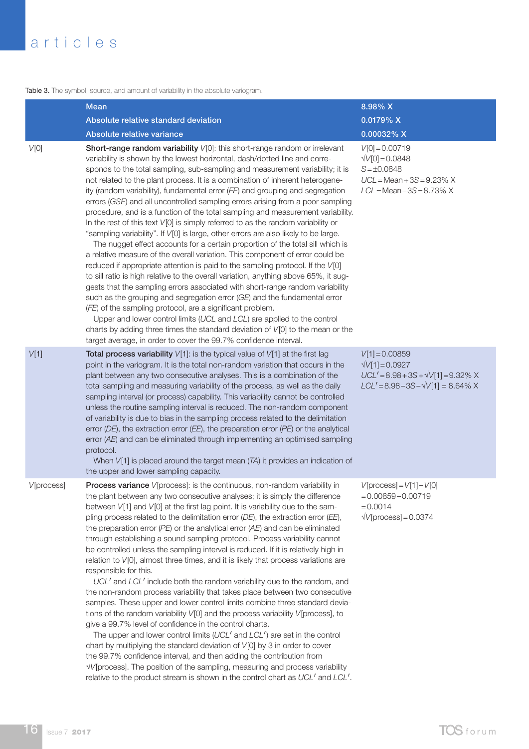Table 3. The symbol, source, and amount of variability in the absolute variogram.

| | Mean<br>Absolute relative standard deviation<br>Absolute relative variance | 8.98% X<br>0.0179% X<br>0.00032% X |
|---|---|---|
| $V[0]$ | **Short-range random variability** $V[0]$: this short-range random or irrelevant variability is shown by the lowest horizontal, dash/dotted line and corresponds to the total sampling, sub-sampling and measurement variability; it is not related to the plant process. It is a combination of inherent heterogeneity (random variability), fundamental error (*FE*) and grouping and segregation errors (*GSE*) and all uncontrolled sampling errors arising from a poor sampling procedure, and is a function of the total sampling and measurement variability. In the rest of this text $V[0]$ is simply referred to as the random variability or "sampling variability". If $V[0]$ is large, other errors are also likely to be large.<br>The nugget effect accounts for a certain proportion of the total sill which is a relative measure of the overall variation. This component of error could be reduced if appropriate attention is paid to the sampling protocol. If the $V[0]$ to sill ratio is high relative to the overall variation, anything above 65%, it suggests that the sampling errors associated with short-range random variability such as the grouping and segregation error (*GE*) and the fundamental error (*FE*) of the sampling protocol, are a significant problem.<br>Upper and lower control limits (*UCL* and *LCL*) are applied to the control charts by adding three times the standard deviation of $V[0]$ to the mean or the target average, in order to cover the 99.7% confidence interval. | $V[0] = 0.00719$<br>$\sqrt{V[0]} = 0.0848$<br>$S = \pm 0.0848$<br>$UCL = \text{Mean} + 3S = 9.23\%$ X<br>$LCL = \text{Mean} - 3S = 8.73\%$ X |
| $V[1]$ | **Total process variability** $V[1]$: is the typical value of $V[1]$ at the first lag point in the variogram. It is the total non-random variation that occurs in the plant between any two consecutive analyses. This is a combination of the total sampling and measuring variability of the process, as well as the daily sampling interval (or process) capability. This variability cannot be controlled unless the routine sampling interval is reduced. The non-random component of variability is due to bias in the sampling process related to the delimitation error (*DE*), the extraction error (*EE*), the preparation error (*PE*) or the analytical error (*AE*) and can be eliminated through implementing an optimised sampling protocol.<br>When $V[1]$ is placed around the target mean (*TA*) it provides an indication of the upper and lower sampling capacity. | $V[1] = 0.00859$<br>$\sqrt{V[1]} = 0.0927$<br>$UCL' = 8.98 + 3S + \sqrt{V[1]} = 9.32\%$ X<br>$LCL' = 8.98 - 3S - \sqrt{V[1]} = 8.64\%$ X |
| $V$[process] | **Process variance** $V$[process]: is the continuous, non-random variability in the plant between any two consecutive analyses; it is simply the difference between $V[1]$ and $V[0]$ at the first lag point. It is variability due to the sampling process related to the delimitation error (*DE*), the extraction error (*EE*), the preparation error (*PE*) or the analytical error (*AE*) and can be eliminated through establishing a sound sampling protocol. Process variability cannot be controlled unless the sampling interval is reduced. If it is relatively high in relation to $V[0]$, almost three times, and it is likely that process variations are responsible for this.<br>$UCL'$ and $LCL'$ include both the random variability due to the random, and the non-random process variability that takes place between two consecutive samples. These upper and lower control limits combine three standard deviations of the random variability $V[0]$ and the process variability $V$[process], to give a 99.7% level of confidence in the control charts.<br>The upper and lower control limits ($UCL'$ and $LCL'$) are set in the control chart by multiplying the standard deviation of $V[0]$ by 3 in order to cover the 99.7% confidence interval, and then adding the contribution from $\sqrt{V[\text{process}]}$. The position of the sampling, measuring and process variability relative to the product stream is shown in the control chart as $UCL'$ and $LCL'$. | $V[\text{process}] = V[1] - V[0]$<br>$= 0.00859 - 0.00719$<br>$= 0.0014$<br>$\sqrt{V[\text{process}]} = 0.0374$ |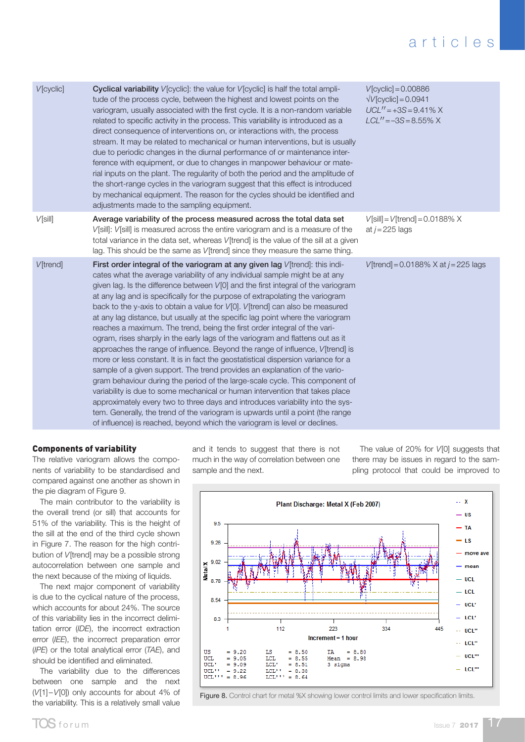| | | |
|---|---|---|
| *V*[cyclic] | **Cyclical variability** *V*[cyclic]: the value for *V*[cyclic] is half the total amplitude of the process cycle, between the highest and lowest points on the variogram, usually associated with the first cycle. It is a non-random variable related to specific activity in the process. This variability is introduced as a direct consequence of interventions on, or interactions with, the process stream. It may be related to mechanical or human interventions, but is usually due to periodic changes in the diurnal performance of or maintenance interference with equipment, or due to changes in manpower behaviour or material inputs on the plant. The regularity of both the period and the amplitude of the short-range cycles in the variogram suggest that this effect is introduced by mechanical equipment. The reason for the cycles should be identified and adjustments made to the sampling equipment. | *V*[cyclic] = 0.00886<br>$\sqrt{V}$[cyclic] = 0.0941<br>$UCL''$ = +3*S* = 9.41% X<br>$LCL''$ = −3*S* = 8.55% X |
| *V*[sill] | **Average variability of the process measured across the total data set** *V*[sill]: *V*[sill] is measured across the entire variogram and is a measure of the total variance in the data set, whereas *V*[trend] is the value of the sill at a given lag. This should be the same as *V*[trend] since they measure the same thing. | *V*[sill] = *V*[trend] = 0.0188% X at *j* = 225 lags |
| *V*[trend] | **First order integral of the variogram at any given lag** *V*[trend]: this indicates what the average variability of any individual sample might be at any given lag. Is the difference between *V*[0] and the first integral of the variogram at any lag and is specifically for the purpose of extrapolating the variogram back to the y-axis to obtain a value for *V*[0]. *V*[trend] can also be measured at any lag distance, but usually at the specific lag point where the variogram reaches a maximum. The trend, being the first order integral of the variogram, rises sharply in the early lags of the variogram and flattens out as it approaches the range of influence. Beyond the range of influence, *V*[trend] is more or less constant. It is in fact the geostatistical dispersion variance for a sample of a given support. The trend provides an explanation of the variogram behaviour during the period of the large-scale cycle. This component of variability is due to some mechanical or human intervention that takes place approximately every two to three days and introduces variability into the system. Generally, the trend of the variogram is upwards until a point (the range of influence) is reached, beyond which the variogram is level or declines. | *V*[trend] = 0.0188% X at *j* = 225 lags |

## Components of variability

The relative variogram allows the components of variability to be standardised and compared against one another as shown in the pie diagram of Figure 9.

The main contributor to the variability is the overall trend (or sill) that accounts for 51% of the variability. This is the height of the sill at the end of the third cycle shown in Figure 7. The reason for the high contribution of *V*[trend] may be a possible strong autocorrelation between one sample and the next because of the mixing of liquids.

The next major component of variability is due to the cyclical nature of the process, which accounts for about 24%. The source of this variability lies in the incorrect delimitation error (*IDE*), the incorrect extraction error (*IEE*), the incorrect preparation error (*IPE*) or the total analytical error (*TAE*), and should be identified and eliminated.

The variability due to the differences between one sample and the next (*V*[1]−*V*[0]) only accounts for about 4% of the variability. This is a relatively small value and it tends to suggest that there is not much in the way of correlation between one sample and the next.

The value of 20% for *V*[0] suggests that there may be issues in regard to the sampling protocol that could be improved to

Figure 8. Control chart for metal %X showing lower control limits and lower specification limits.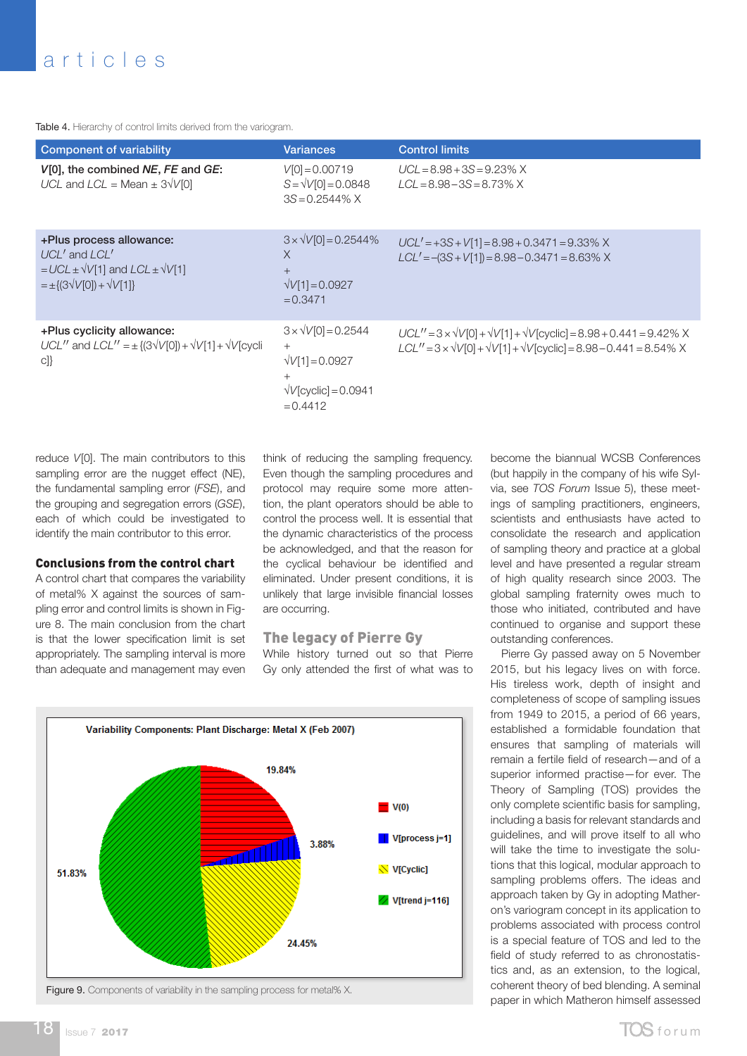Table 4. Hierarchy of control limits derived from the variogram.

| Component of variability | Variances | Control limits |
|---|---|---|
| **$V$[0], the combined $NE$, $FE$ and $GE$:** $UCL$ and $LCL$ = Mean ± $3\sqrt{V[0]}$ | $V[0] = 0.00719$ $S = \sqrt{V[0]} = 0.0848$ $3S = 0.2544\%$ X | $UCL = 8.98 + 3S = 9.23\%$ X $LCL = 8.98 - 3S = 8.73\%$ X |
| **+Plus process allowance:** $UCL'$ and $LCL'$ $= UCL \pm \sqrt{V[1]}$ and $LCL \pm \sqrt{V[1]}$ $= \pm\{(3\sqrt{V[0]}) + \sqrt{V[1]}\}$ | $3 \times \sqrt{V[0]} = 0.2544\%$ X + $\sqrt{V[1]} = 0.0927$ $= 0.3471$ | $UCL' = +3S + V[1] = 8.98 + 0.3471 = 9.33\%$ X $LCL' = -(3S + V[1]) = 8.98 - 0.3471 = 8.63\%$ X |
| **+Plus cyclicity allowance:** $UCL''$ and $LCL'' = \pm\{(3\sqrt{V[0]}) + \sqrt{V[1]} + \sqrt{V[\text{cyclic}]}\}$ | $3 \times \sqrt{V[0]} = 0.2544$ + $\sqrt{V[1]} = 0.0927$ + $\sqrt{V[\text{cyclic}]} = 0.0941$ $= 0.4412$ | $UCL'' = 3 \times \sqrt{V[0]} + \sqrt{V[1]} + \sqrt{V[\text{cyclic}]} = 8.98 + 0.441 = 9.42\%$ X $LCL'' = 3 \times \sqrt{V[0]} + \sqrt{V[1]} + \sqrt{V[\text{cyclic}]} = 8.98 - 0.441 = 8.54\%$ X |

reduce $V$[0]. The main contributors to this sampling error are the nugget effect (NE), the fundamental sampling error ($FSE$), and the grouping and segregation errors ($GSE$), each of which could be investigated to identify the main contributor to this error.

## Conclusions from the control chart

A control chart that compares the variability of metal% X against the sources of sampling error and control limits is shown in Figure 8. The main conclusion from the chart is that the lower specification limit is set appropriately. The sampling interval is more than adequate and management may even think of reducing the sampling frequency. Even though the sampling procedures and protocol may require some more attention, the plant operators should be able to control the process well. It is essential that the dynamic characteristics of the process be acknowledged, and that the reason for the cyclical behaviour be identified and eliminated. Under present conditions, it is unlikely that large invisible financial losses are occurring.

## The legacy of Pierre Gy

While history turned out so that Pierre Gy only attended the first of what was to become the biannual WCSB Conferences (but happily in the company of his wife Sylvia, see *TOS Forum* Issue 5), these meetings of sampling practitioners, engineers, scientists and enthusiasts have acted to consolidate the research and application of sampling theory and practice at a global level and have presented a regular stream of high quality research since 2003. The global sampling fraternity owes much to those who initiated, contributed and have continued to organise and support these outstanding conferences.

Pierre Gy passed away on 5 November 2015, but his legacy lives on with force. His tireless work, depth of insight and completeness of scope of sampling issues from 1949 to 2015, a period of 66 years, established a formidable foundation that ensures that sampling of materials will remain a fertile field of research—and of a superior informed practise—for ever. The Theory of Sampling (TOS) provides the only complete scientific basis for sampling, including a basis for relevant standards and guidelines, and will prove itself to all who will take the time to investigate the solutions that this logical, modular approach to sampling problems offers. The ideas and approach taken by Gy in adopting Matheron's variogram concept in its application to problems associated with process control is a special feature of TOS and led to the field of study referred to as chronostatistics and, as an extension, to the logical, coherent theory of bed blending. A seminal paper in which Matheron himself assessed

Figure 9. Components of variability in the sampling process for metal% X.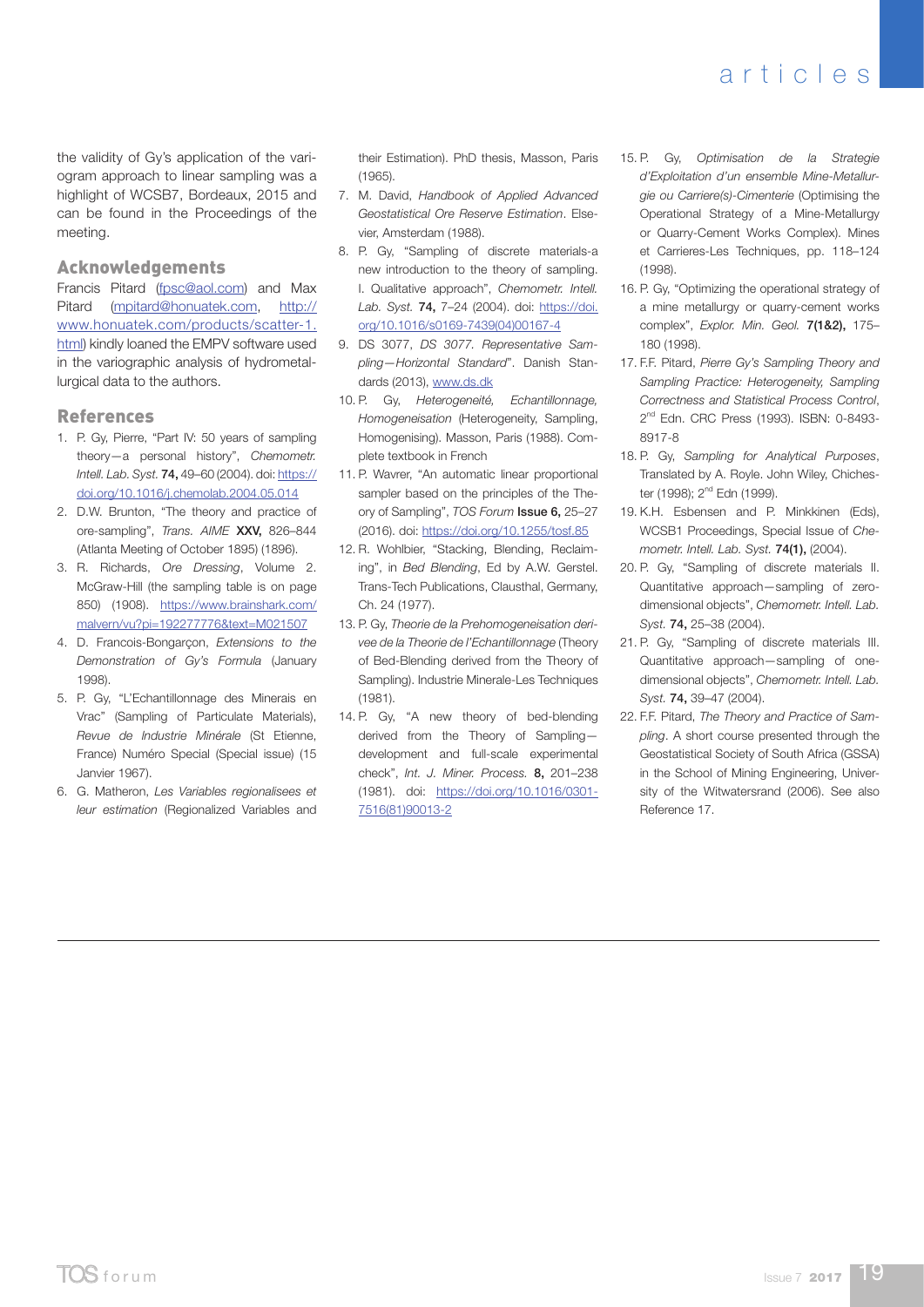the validity of Gy's application of the variogram approach to linear sampling was a highlight of WCSB7, Bordeaux, 2015 and can be found in the Proceedings of the meeting.

## Acknowledgements

Francis Pitard (fpsc@aol.com) and Max Pitard (mpitard@honuatek.com, http://www.honuatek.com/products/scatter-1.html) kindly loaned the EMPV software used in the variographic analysis of hydrometallurgical data to the authors.

## References

1. P. Gy, Pierre, "Part IV: 50 years of sampling theory—a personal history", *Chemometr. Intell. Lab. Syst.* **74,** 49–60 (2004). doi: https://doi.org/10.1016/j.chemolab.2004.05.014
2. D.W. Brunton, "The theory and practice of ore-sampling", *Trans. AIME* **XXV,** 826–844 (Atlanta Meeting of October 1895) (1896).
3. R. Richards, *Ore Dressing*, Volume 2. McGraw-Hill (the sampling table is on page 850) (1908). https://www.brainshark.com/malvern/vu?pi=192277776&text=M021507
4. D. Francois-Bongarçon, *Extensions to the Demonstration of Gy's Formula* (January 1998).
5. P. Gy, "L'Echantillonnage des Minerais en Vrac" (Sampling of Particulate Materials), *Revue de Industrie Minérale* (St Etienne, France) Numéro Special (Special issue) (15 Janvier 1967).
6. G. Matheron, *Les Variables regionalisees et leur estimation* (Regionalized Variables and their Estimation). PhD thesis, Masson, Paris (1965).
7. M. David, *Handbook of Applied Advanced Geostatistical Ore Reserve Estimation*. Elsevier, Amsterdam (1988).
8. P. Gy, "Sampling of discrete materials-a new introduction to the theory of sampling. I. Qualitative approach", *Chemometr. Intell. Lab. Syst.* **74,** 7–24 (2004). doi: https://doi.org/10.1016/s0169-7439(04)00167-4
9. DS 3077, *DS 3077. Representative Sampling—Horizontal Standard*". Danish Standards (2013), www.ds.dk
10. P. Gy, *Heterogeneité, Echantillonnage, Homogeneisation* (Heterogeneity, Sampling, Homogenising). Masson, Paris (1988). Complete textbook in French
11. P. Wavrer, "An automatic linear proportional sampler based on the principles of the Theory of Sampling", *TOS Forum* **Issue 6,** 25–27 (2016). doi: https://doi.org/10.1255/tosf.85
12. R. Wohlbier, "Stacking, Blending, Reclaiming", in *Bed Blending*, Ed by A.W. Gerstel. Trans-Tech Publications, Clausthal, Germany, Ch. 24 (1977).
13. P. Gy, *Theorie de la Prehomogeneisation derivee de la Theorie de l'Echantillonnage* (Theory of Bed-Blending derived from the Theory of Sampling). Industrie Minerale-Les Techniques (1981).
14. P. Gy, "A new theory of bed-blending derived from the Theory of Sampling—development and full-scale experimental check", *Int. J. Miner. Process.* **8,** 201–238 (1981). doi: https://doi.org/10.1016/0301-7516(81)90013-2
15. P. Gy, *Optimisation de la Strategie d'Exploitation d'un ensemble Mine-Metallurgie ou Carriere(s)-Cimenterie* (Optimising the Operational Strategy of a Mine-Metallurgy or Quarry-Cement Works Complex). Mines et Carrieres-Les Techniques, pp. 118–124 (1998).
16. P. Gy, "Optimizing the operational strategy of a mine metallurgy or quarry-cement works complex", *Explor. Min. Geol.* **7(1&2),** 175–180 (1998).
17. F.F. Pitard, *Pierre Gy's Sampling Theory and Sampling Practice: Heterogeneity, Sampling Correctness and Statistical Process Control*, 2nd Edn. CRC Press (1993). ISBN: 0-8493-8917-8
18. P. Gy, *Sampling for Analytical Purposes*, Translated by A. Royle. John Wiley, Chichester (1998); 2nd Edn (1999).
19. K.H. Esbensen and P. Minkkinen (Eds), WCSB1 Proceedings, Special Issue of *Chemometr. Intell. Lab. Syst.* **74(1),** (2004).
20. P. Gy, "Sampling of discrete materials II. Quantitative approach—sampling of zero-dimensional objects", *Chemometr. Intell. Lab. Syst.* **74,** 25–38 (2004).
21. P. Gy, "Sampling of discrete materials III. Quantitative approach—sampling of one-dimensional objects", *Chemometr. Intell. Lab. Syst.* **74,** 39–47 (2004).
22. F.F. Pitard, *The Theory and Practice of Sampling*. A short course presented through the Geostatistical Society of South Africa (GSSA) in the School of Mining Engineering, University of the Witwatersrand (2006). See also Reference 17.